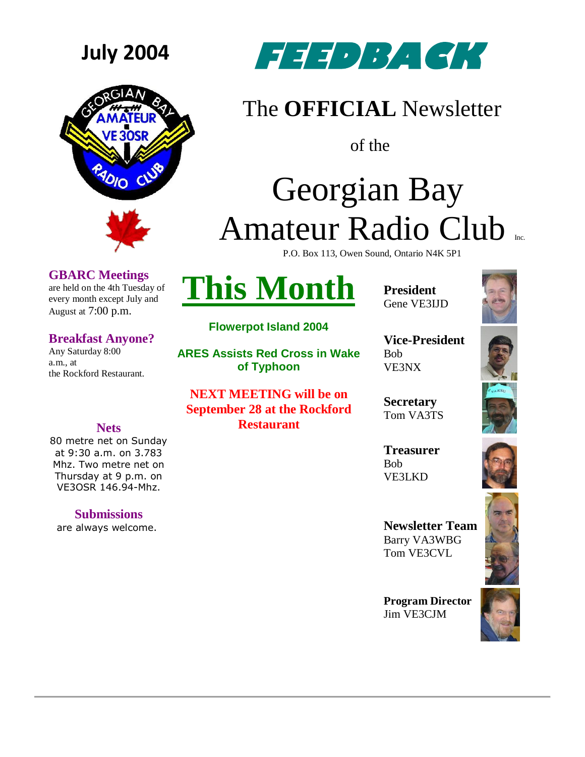July 2004

# FEEDBACK

The **OFFICIAL** Newsletter

of the

# Georgian Bay Amateur Radio Club Inc.

P.O. Box 113, Owen Sound, Ontario N4K 5P1

### GBARC Meetings

are held on the 4th Tuesday of every month except July and August at 7:00 p.m.

### Breakfast Anyone?

Any Saturday 8:00 a.m., at the Rockford Restaurant.

### Nets

80 metre net on Sunday at 9:30 a.m. on 3.783 Mhz. Two metre net on Thursday at 9 p.m. on VE3OSR 146.94-Mhz.

### Submissions

are always welcome.

## This Month

**Flowerpot Island 2004**

**ARES Assists Red Cross in Wake of Typhoon**

**NEXT MEETING will be on September 28 at the Rockford Restaurant**

**President**
Gene VE3IJD

**Vice-President**
Bob VE3NX

**Secretary**
Tom VA3TS

**Treasurer**
Bob VE3LKD

**Newsletter Team**
Barry VA3WBG
Tom VE3CVL

**Program Director**
Jim VE3CJM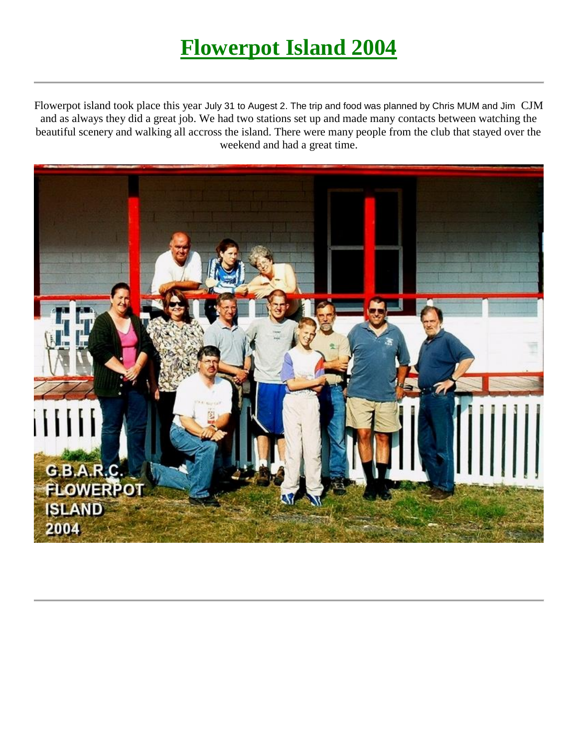# Flowerpot Island 2004

---

Flowerpot island took place this year July 31 to Augest 2. The trip and food was planned by Chris MUM and Jim CJM and as always they did a great job. We had two stations set up and made many contacts between watching the beautiful scenery and walking all accross the island. There were many people from the club that stayed over the weekend and had a great time.

---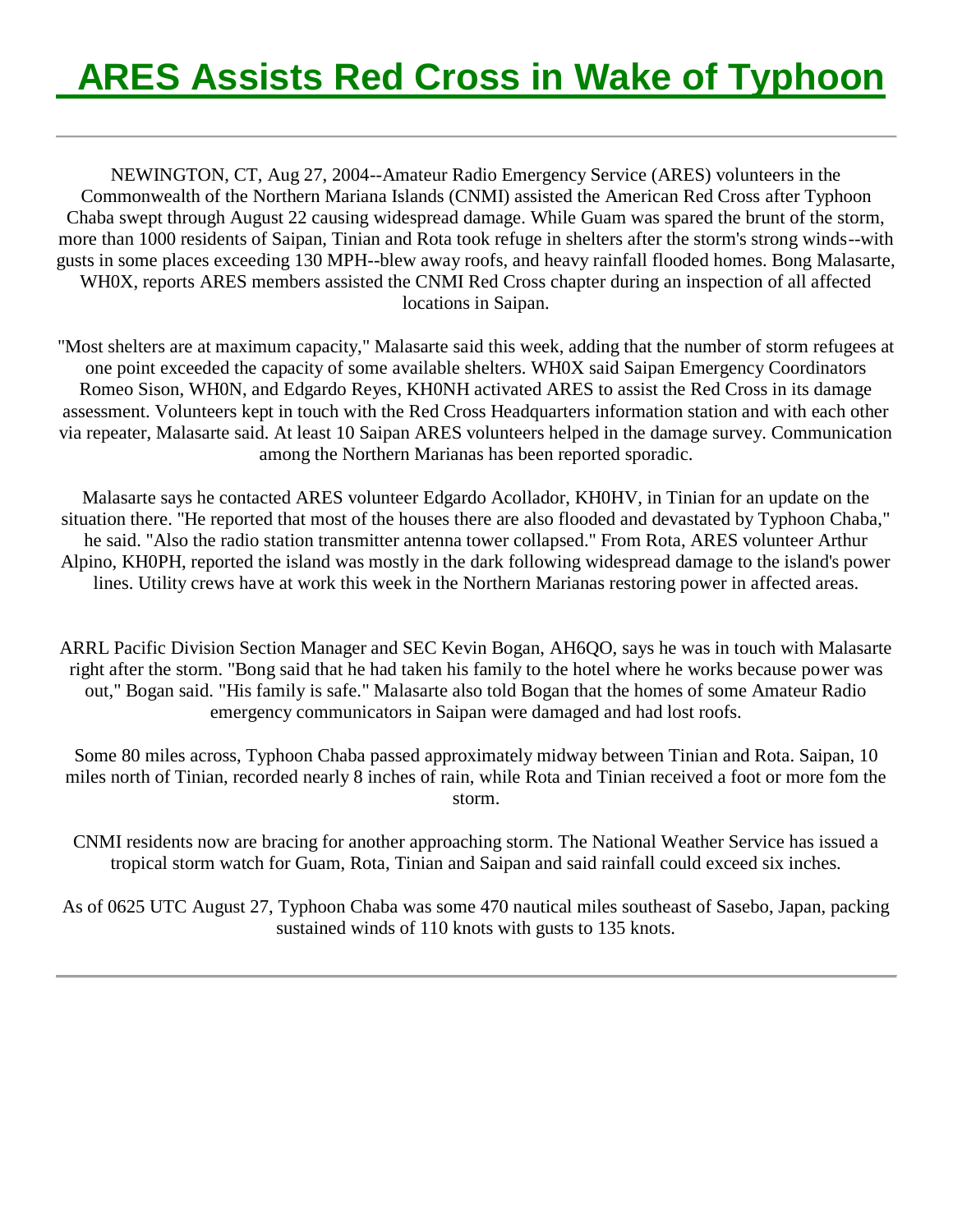# ARES Assists Red Cross in Wake of Typhoon

---

NEWINGTON, CT, Aug 27, 2004--Amateur Radio Emergency Service (ARES) volunteers in the Commonwealth of the Northern Mariana Islands (CNMI) assisted the American Red Cross after Typhoon Chaba swept through August 22 causing widespread damage. While Guam was spared the brunt of the storm, more than 1000 residents of Saipan, Tinian and Rota took refuge in shelters after the storm's strong winds--with gusts in some places exceeding 130 MPH--blew away roofs, and heavy rainfall flooded homes. Bong Malasarte, WH0X, reports ARES members assisted the CNMI Red Cross chapter during an inspection of all affected locations in Saipan.

"Most shelters are at maximum capacity," Malasarte said this week, adding that the number of storm refugees at one point exceeded the capacity of some available shelters. WH0X said Saipan Emergency Coordinators Romeo Sison, WH0N, and Edgardo Reyes, KH0NH activated ARES to assist the Red Cross in its damage assessment. Volunteers kept in touch with the Red Cross Headquarters information station and with each other via repeater, Malasarte said. At least 10 Saipan ARES volunteers helped in the damage survey. Communication among the Northern Marianas has been reported sporadic.

Malasarte says he contacted ARES volunteer Edgardo Acollador, KH0HV, in Tinian for an update on the situation there. "He reported that most of the houses there are also flooded and devastated by Typhoon Chaba," he said. "Also the radio station transmitter antenna tower collapsed." From Rota, ARES volunteer Arthur Alpino, KH0PH, reported the island was mostly in the dark following widespread damage to the island's power lines. Utility crews have at work this week in the Northern Marianas restoring power in affected areas.

ARRL Pacific Division Section Manager and SEC Kevin Bogan, AH6QO, says he was in touch with Malasarte right after the storm. "Bong said that he had taken his family to the hotel where he works because power was out," Bogan said. "His family is safe." Malasarte also told Bogan that the homes of some Amateur Radio emergency communicators in Saipan were damaged and had lost roofs.

Some 80 miles across, Typhoon Chaba passed approximately midway between Tinian and Rota. Saipan, 10 miles north of Tinian, recorded nearly 8 inches of rain, while Rota and Tinian received a foot or more fom the storm.

CNMI residents now are bracing for another approaching storm. The National Weather Service has issued a tropical storm watch for Guam, Rota, Tinian and Saipan and said rainfall could exceed six inches.

As of 0625 UTC August 27, Typhoon Chaba was some 470 nautical miles southeast of Sasebo, Japan, packing sustained winds of 110 knots with gusts to 135 knots.

---